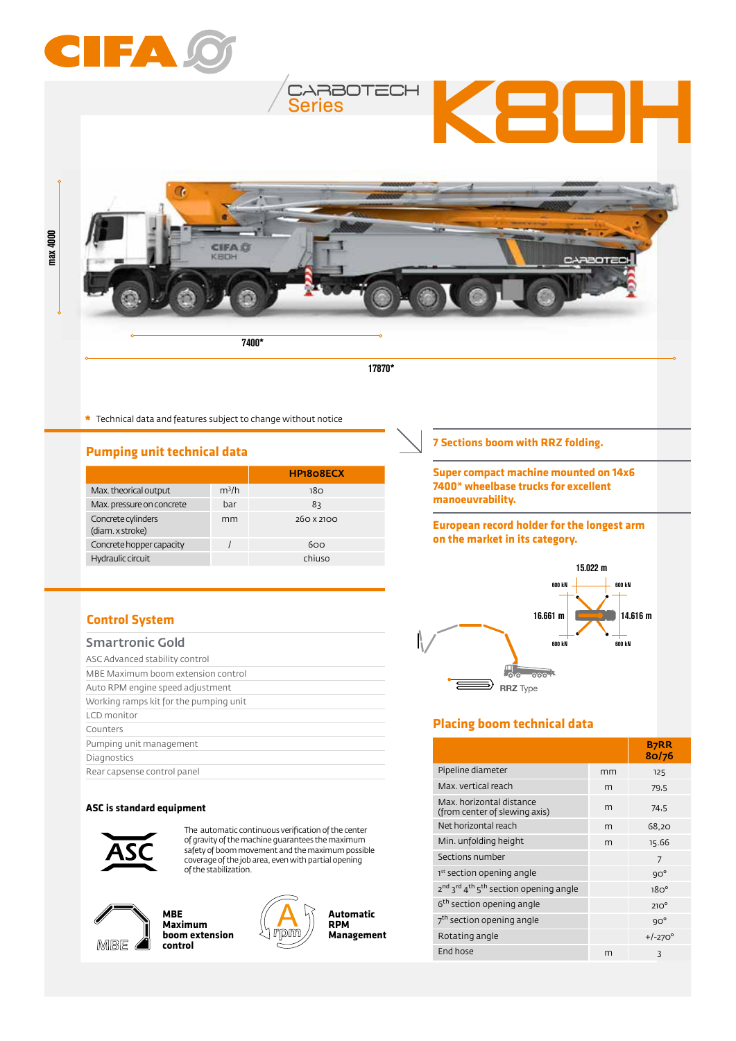# CIFA

CARBOTECH Series

# K80H

max 4000

7400*

17870*

\* Technical data and features subject to change without notice

## Pumping unit technical data

| | | HP1808ECX |
|---|---|---|
| Max. theorical output | $m^3/h$ | 180 |
| Max. pressure on concrete | bar | 83 |
| Concrete cylinders (diam. x stroke) | mm | 260 x 2100 |
| Concrete hopper capacity | / | 600 |
| Hydraulic circuit | | chiuso |

## Control System

### Smartronic Gold

- ASC Advanced stability control
- MBE Maximum boom extension control
- Auto RPM engine speed adjustment
- Working ramps kit for the pumping unit
- LCD monitor
- Counters
- Pumping unit management
- Diagnostics
- Rear capsense control panel

**ASC is standard equipment**

The automatic continuous verification of the center of gravity of the machine guarantees the maximum safety of boom movement and the maximum possible coverage of the job area, even with partial opening of the stabilization.

**MBE Maximum boom extension control**

**Automatic RPM Management**

## 7 Sections boom with RRZ folding.

**Super compact machine mounted on 14x6 7400\* wheelbase trucks for excellent manoeuvrability.**

**European record holder for the longest arm on the market in its category.**

15.022 m

600 kN | 600 kN

16.661 m | 14.616 m

600 kN | 600 kN

RRZ Type

## Placing boom technical data

| | | B7RR 80/76 |
|---|---|---|
| Pipeline diameter | mm | 125 |
| Max. vertical reach | m | 79,5 |
| Max. horizontal distance (from center of slewing axis) | m | 74,5 |
| Net horizontal reach | m | 68,20 |
| Min. unfolding height | m | 15.66 |
| Sections number | | 7 |
| 1st section opening angle | | 90° |
| 2nd 3rd 4th 5th section opening angle | | 180° |
| 6th section opening angle | | 210° |
| 7th section opening angle | | 90° |
| Rotating angle | | +/-270° |
| End hose | m | 3 |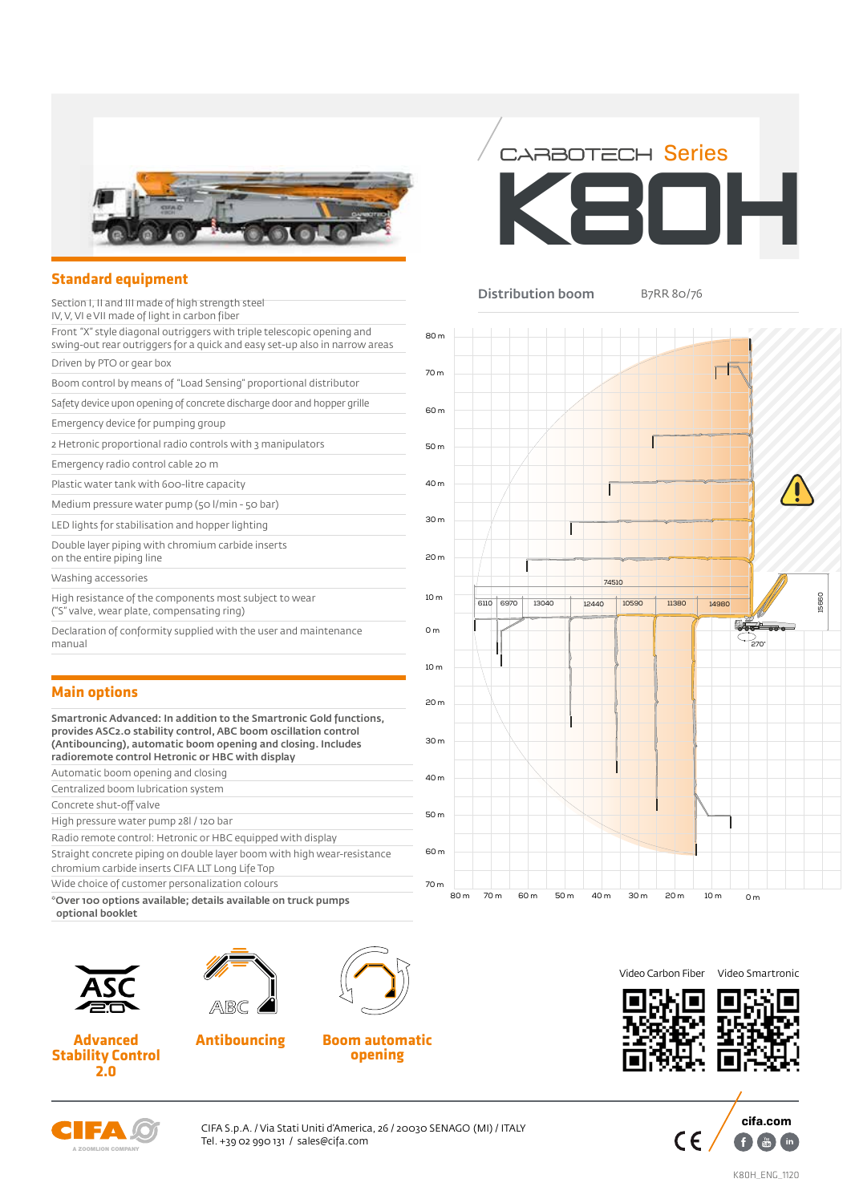# CARBOTECH Series K80H

## Standard equipment

Section I, II and III made of high strength steel
IV, V, VI e VII made of light in carbon fiber

Front "X" style diagonal outriggers with triple telescopic opening and swing-out rear outriggers for a quick and easy set-up also in narrow areas

Driven by PTO or gear box

Boom control by means of "Load Sensing" proportional distributor

Safety device upon opening of concrete discharge door and hopper grille

Emergency device for pumping group

2 Hetronic proportional radio controls with 3 manipulators

Emergency radio control cable 20 m

Plastic water tank with 600-litre capacity

Medium pressure water pump (50 l/min - 50 bar)

LED lights for stabilisation and hopper lighting

Double layer piping with chromium carbide inserts on the entire piping line

Washing accessories

High resistance of the components most subject to wear ("S" valve, wear plate, compensating ring)

Declaration of conformity supplied with the user and maintenance manual

## Main options

**Smartronic Advanced: In addition to the Smartronic Gold functions, provides ASC2.0 stability control, ABC boom oscillation control (Antibouncing), automatic boom opening and closing. Includes radioremote control Hetronic or HBC with display**

Automatic boom opening and closing

Centralized boom lubrication system

Concrete shut-off valve

High pressure water pump 28l / 120 bar

Radio remote control: Hetronic or HBC equipped with display

Straight concrete piping on double layer boom with high wear-resistance chromium carbide inserts CIFA LLT Long Life Top

Wide choice of customer personalization colours

**°Over 100 options available; details available on truck pumps optional booklet**

## Distribution boom

B7RR 80/76

80 m
70 m
60 m
50 m
40 m
30 m
20 m
10 m
0 m
10 m
20 m
30 m
40 m
50 m
60 m
70 m

80 m 70 m 60 m 50 m 40 m 30 m 20 m 10 m 0 m

74510
6110 6970 13040 12440 10590 11380 14980
15660
270°

**Advanced Stability Control 2.0**

**Antibouncing**

**Boom automatic opening**

Video Carbon Fiber    Video Smartronic

CIFA S.p.A. / Via Stati Uniti d'America, 26 / 20030 SENAGO (MI) / ITALY
Tel. +39 02 990 131 / sales@cifa.com

cifa.com

K80H_ENG_1120